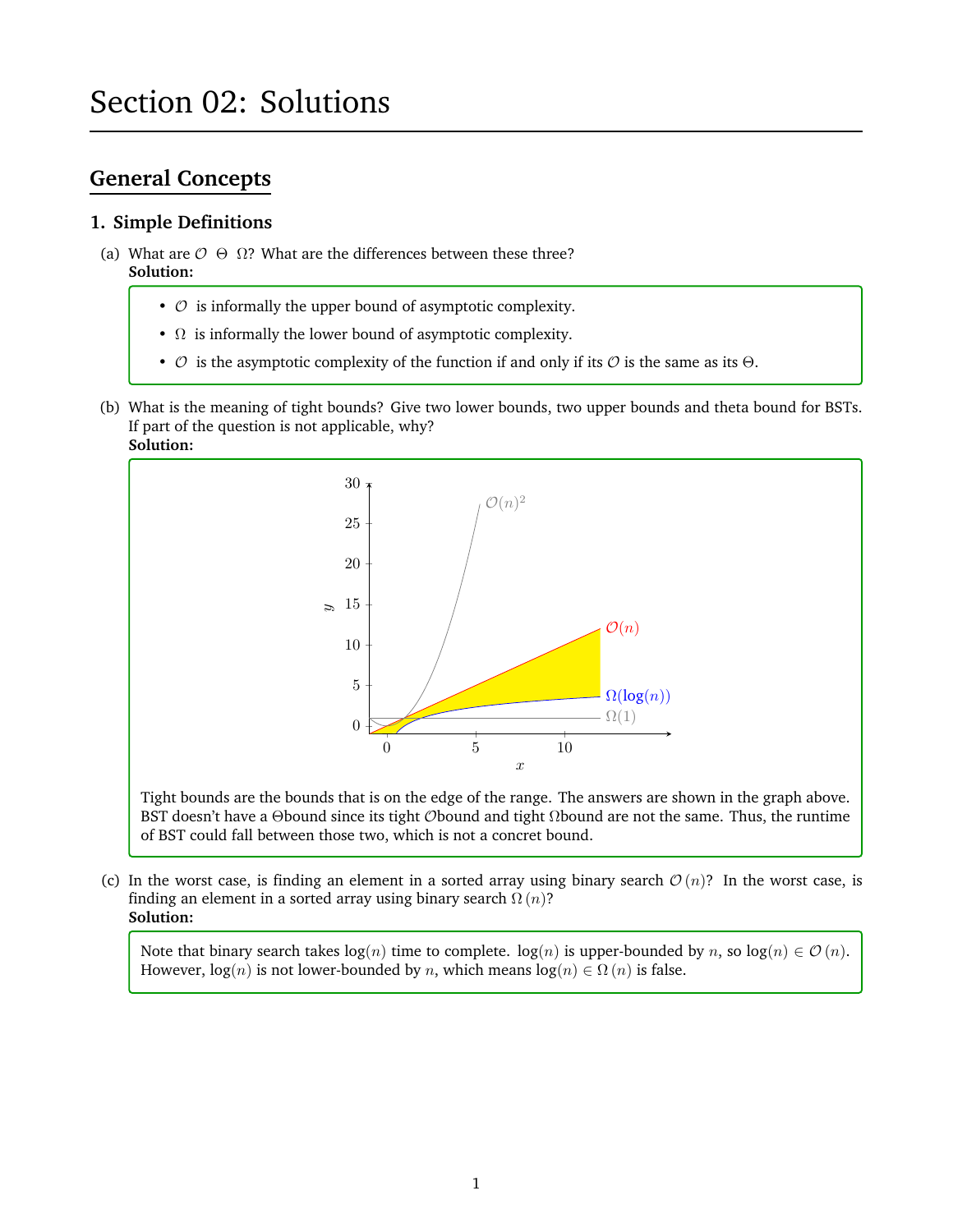# Section 02: Solutions

## General Concepts

### 1. Simple Definitions

(a) What are $\mathcal{O}$ $\Theta$ $\Omega$? What are the differences between these three?
**Solution:**

- $\mathcal{O}$ is informally the upper bound of asymptotic complexity.
- $\Omega$ is informally the lower bound of asymptotic complexity.
- $\mathcal{O}$ is the asymptotic complexity of the function if and only if its $\mathcal{O}$ is the same as its $\Theta$.

(b) What is the meaning of tight bounds? Give two lower bounds, two upper bounds and theta bound for BSTs. If part of the question is not applicable, why?
**Solution:**

$\mathcal{O}(n)^2$, $\mathcal{O}(n)$, $\Omega(\log(n))$, $\Omega(1)$

Tight bounds are the bounds that is on the edge of the range. The answers are shown in the graph above. BST doesn't have a $\Theta$bound since its tight $\mathcal{O}$bound and tight $\Omega$bound are not the same. Thus, the runtime of BST could fall between those two, which is not a concrete bound.

(c) In the worst case, is finding an element in a sorted array using binary search $\mathcal{O}(n)$? In the worst case, is finding an element in a sorted array using binary search $\Omega(n)$?
**Solution:**

Note that binary search takes $\log(n)$ time to complete. $\log(n)$ is upper-bounded by $n$, so $\log(n) \in \mathcal{O}(n)$. However, $\log(n)$ is not lower-bounded by $n$, which means $\log(n) \in \Omega(n)$ is false.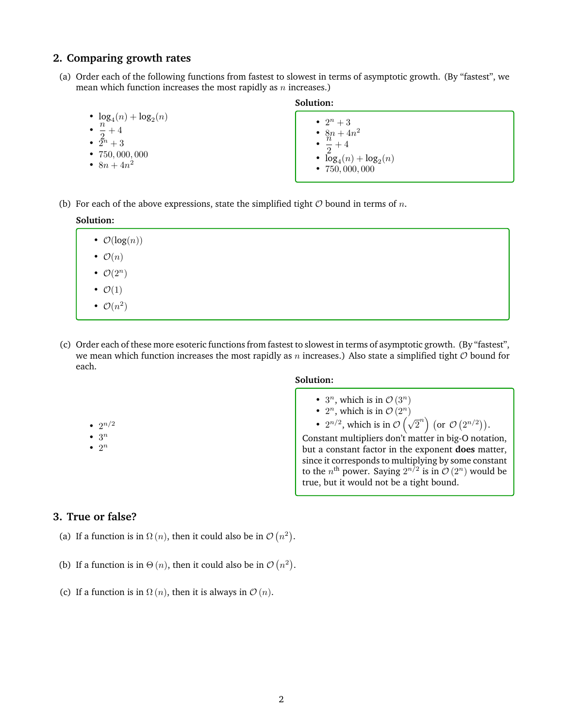## 2. Comparing growth rates

(a) Order each of the following functions from fastest to slowest in terms of asymptotic growth. (By "fastest", we mean which function increases the most rapidly as $n$ increases.)

- $\log_4(n) + \log_2(n)$
- $\dfrac{n}{2} + 4$
- $2^n + 3$
- $750,000,000$
- $8n + 4n^2$

**Solution:**

- $2^n + 3$
- $8n + 4n^2$
- $\dfrac{n}{2} + 4$
- $\log_4(n) + \log_2(n)$
- $750,000,000$

(b) For each of the above expressions, state the simplified tight $\mathcal{O}$ bound in terms of $n$.

**Solution:**

- $\mathcal{O}(\log(n))$
- $\mathcal{O}(n)$
- $\mathcal{O}(2^n)$
- $\mathcal{O}(1)$
- $\mathcal{O}(n^2)$

(c) Order each of these more esoteric functions from fastest to slowest in terms of asymptotic growth. (By "fastest", we mean which function increases the most rapidly as $n$ increases.) Also state a simplified tight $\mathcal{O}$ bound for each.

- $2^{n/2}$
- $3^n$
- $2^n$

**Solution:**

- $3^n$, which is in $\mathcal{O}(3^n)$
- $2^n$, which is in $\mathcal{O}(2^n)$
- $2^{n/2}$, which is in $\mathcal{O}\left(\sqrt{2}^n\right)$ (or $\mathcal{O}\left(2^{n/2}\right)$).

Constant multipliers don't matter in big-O notation, but a constant factor in the exponent **does** matter, since it corresponds to multiplying by some constant to the $n^{\text{th}}$ power. Saying $2^{n/2}$ is in $\mathcal{O}(2^n)$ would be true, but it would not be a tight bound.

## 3. True or false?

(a) If a function is in $\Omega(n)$, then it could also be in $\mathcal{O}(n^2)$.

(b) If a function is in $\Theta(n)$, then it could also be in $\mathcal{O}(n^2)$.

(c) If a function is in $\Omega(n)$, then it is always in $\mathcal{O}(n)$.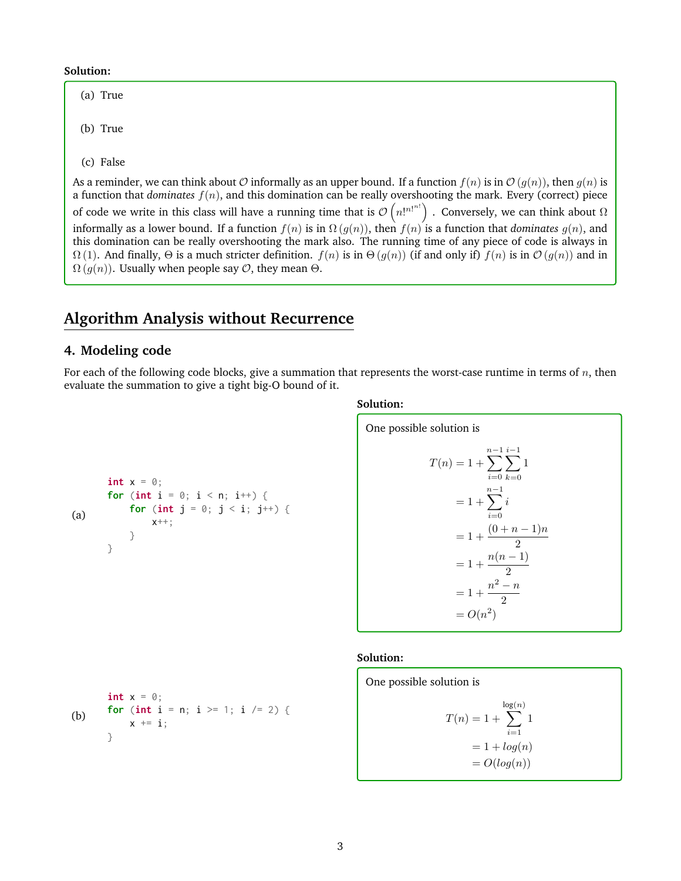**Solution:**

(a) True

(b) True

(c) False

As a reminder, we can think about $\mathcal{O}$ informally as an upper bound. If a function $f(n)$ is in $\mathcal{O}(g(n))$, then $g(n)$ is a function that *dominates* $f(n)$, and this domination can be really overshooting the mark. Every (correct) piece of code we write in this class will have a running time that is $\mathcal{O}\left(n!^{n!^{n!}}\right)$. Conversely, we can think about $\Omega$ informally as a lower bound. If a function $f(n)$ is in $\Omega(g(n))$, then $f(n)$ is a function that *dominates* $g(n)$, and this domination can be really overshooting the mark also. The running time of any piece of code is always in $\Omega(1)$. And finally, $\Theta$ is a much stricter definition. $f(n)$ is in $\Theta(g(n))$ (if and only if) $f(n)$ is in $\mathcal{O}(g(n))$ and in $\Omega(g(n))$. Usually when people say $\mathcal{O}$, they mean $\Theta$.

# Algorithm Analysis without Recurrence

## 4. Modeling code

For each of the following code blocks, give a summation that represents the worst-case runtime in terms of $n$, then evaluate the summation to give a tight big-O bound of it.

(a)

```
int x = 0;
for (int i = 0; i < n; i++) {
    for (int j = 0; j < i; j++) {
        x++;
    }
}
```

**Solution:**

One possible solution is

$$
\begin{aligned}
T(n) &= 1 + \sum_{i=0}^{n-1} \sum_{k=0}^{i-1} 1 \\
&= 1 + \sum_{i=0}^{n-1} i \\
&= 1 + \frac{(0 + n - 1)n}{2} \\
&= 1 + \frac{n(n-1)}{2} \\
&= 1 + \frac{n^2 - n}{2} \\
&= O(n^2)
\end{aligned}
$$

(b)

```
int x = 0;
for (int i = n; i >= 1; i /= 2) {
    x += i;
}
```

**Solution:**

One possible solution is

$$
\begin{aligned}
T(n) &= 1 + \sum_{i=1}^{\log(n)} 1 \\
&= 1 + log(n) \\
&= O(log(n))
\end{aligned}
$$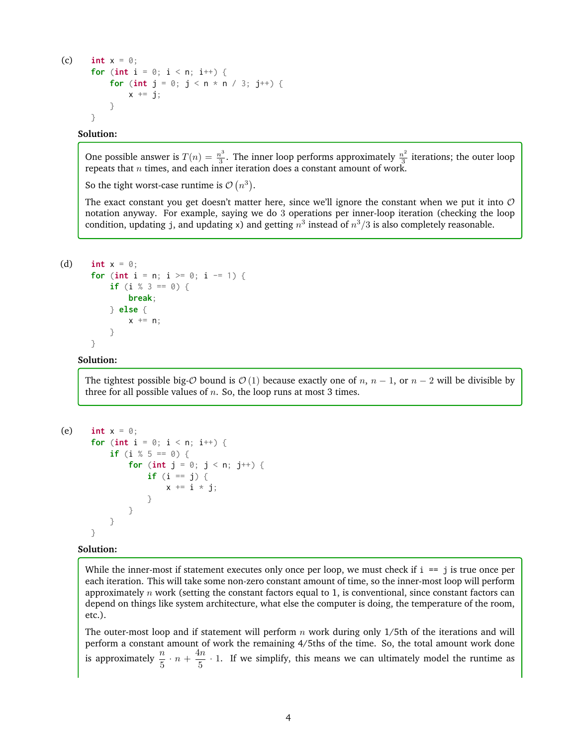(c)

```
int x = 0;
for (int i = 0; i < n; i++) {
    for (int j = 0; j < n * n / 3; j++) {
        x += j;
    }
}
```

**Solution:**

One possible answer is $T(n) = \frac{n^3}{3}$. The inner loop performs approximately $\frac{n^2}{3}$ iterations; the outer loop repeats that $n$ times, and each inner iteration does a constant amount of work.

So the tight worst-case runtime is $\mathcal{O}\left(n^3\right)$.

The exact constant you get doesn't matter here, since we'll ignore the constant when we put it into $\mathcal{O}$ notation anyway. For example, saying we do 3 operations per inner-loop iteration (checking the loop condition, updating j, and updating x) and getting $n^3$ instead of $n^3/3$ is also completely reasonable.

(d)

```
int x = 0;
for (int i = n; i >= 0; i -= 1) {
    if (i % 3 == 0) {
        break;
    } else {
        x += n;
    }
}
```

**Solution:**

The tightest possible big-$\mathcal{O}$ bound is $\mathcal{O}(1)$ because exactly one of $n$, $n-1$, or $n-2$ will be divisible by three for all possible values of $n$. So, the loop runs at most 3 times.

(e)

```
int x = 0;
for (int i = 0; i < n; i++) {
    if (i % 5 == 0) {
        for (int j = 0; j < n; j++) {
            if (i == j) {
                x += i * j;
            }
        }
    }
}
```

**Solution:**

While the inner-most if statement executes only once per loop, we must check if `i == j` is true once per each iteration. This will take some non-zero constant amount of time, so the inner-most loop will perform approximately $n$ work (setting the constant factors equal to 1, is conventional, since constant factors can depend on things like system architecture, what else the computer is doing, the temperature of the room, etc.).

The outer-most loop and if statement will perform $n$ work during only 1/5th of the iterations and will perform a constant amount of work the remaining 4/5ths of the time. So, the total amount work done is approximately $\dfrac{n}{5} \cdot n + \dfrac{4n}{5} \cdot 1$. If we simplify, this means we can ultimately model the runtime as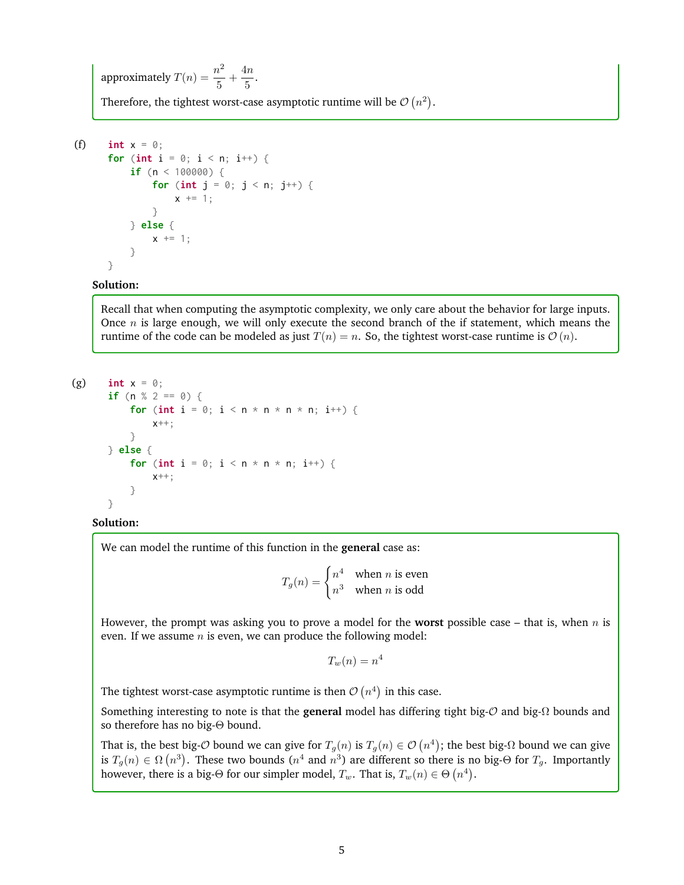approximately $T(n) = \dfrac{n^2}{5} + \dfrac{4n}{5}$.

Therefore, the tightest worst-case asymptotic runtime will be $\mathcal{O}(n^2)$.

(f)

```
int x = 0;
for (int i = 0; i < n; i++) {
    if (n < 100000) {
        for (int j = 0; j < n; j++) {
            x += 1;
        }
    } else {
        x += 1;
    }
}
```

**Solution:**

Recall that when computing the asymptotic complexity, we only care about the behavior for large inputs. Once $n$ is large enough, we will only execute the second branch of the if statement, which means the runtime of the code can be modeled as just $T(n) = n$. So, the tightest worst-case runtime is $\mathcal{O}(n)$.

(g)

```
int x = 0;
if (n % 2 == 0) {
    for (int i = 0; i < n * n * n * n; i++) {
        x++;
    }
} else {
    for (int i = 0; i < n * n * n; i++) {
        x++;
    }
}
```

**Solution:**

We can model the runtime of this function in the **general** case as:

$$T_g(n) = \begin{cases} n^4 & \text{when } n \text{ is even} \\ n^3 & \text{when } n \text{ is odd} \end{cases}$$

However, the prompt was asking you to prove a model for the **worst** possible case – that is, when $n$ is even. If we assume $n$ is even, we can produce the following model:

$$T_w(n) = n^4$$

The tightest worst-case asymptotic runtime is then $\mathcal{O}(n^4)$ in this case.

Something interesting to note is that the **general** model has differing tight big-$\mathcal{O}$ and big-$\Omega$ bounds and so therefore has no big-$\Theta$ bound.

That is, the best big-$\mathcal{O}$ bound we can give for $T_g(n)$ is $T_g(n) \in \mathcal{O}(n^4)$; the best big-$\Omega$ bound we can give is $T_g(n) \in \Omega(n^3)$. These two bounds ($n^4$ and $n^3$) are different so there is no big-$\Theta$ for $T_g$. Importantly however, there is a big-$\Theta$ for our simpler model, $T_w$. That is, $T_w(n) \in \Theta(n^4)$.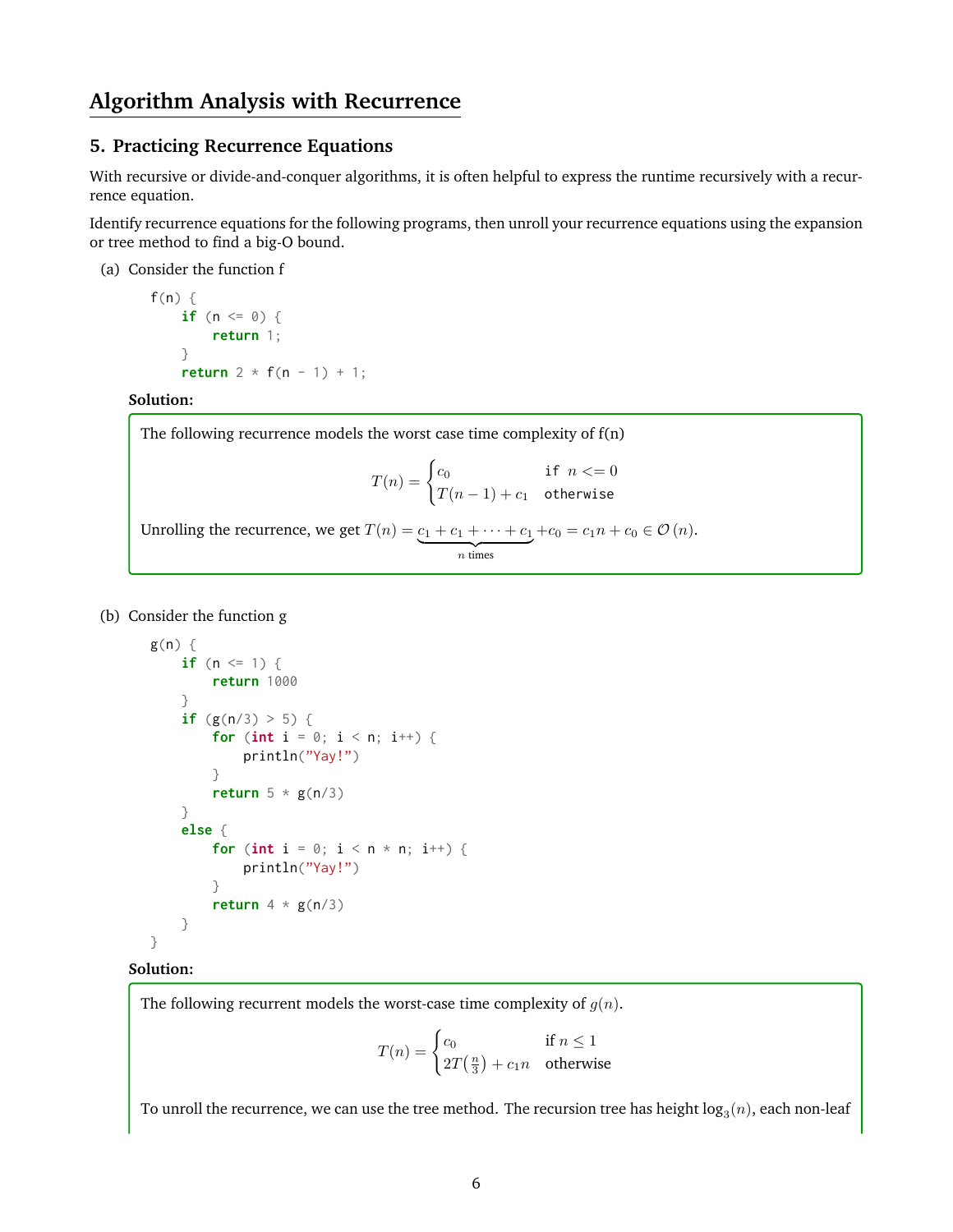# Algorithm Analysis with Recurrence

## 5. Practicing Recurrence Equations

With recursive or divide-and-conquer algorithms, it is often helpful to express the runtime recursively with a recurrence equation.

Identify recurrence equations for the following programs, then unroll your recurrence equations using the expansion or tree method to find a big-O bound.

(a) Consider the function f

```
f(n) {
    if (n <= 0) {
        return 1;
    }
    return 2 * f(n - 1) + 1;
```

**Solution:**

The following recurrence models the worst case time complexity of f(n)

$$T(n) = \begin{cases} c_0 & \texttt{if } n <= 0 \\ T(n-1) + c_1 & \texttt{otherwise} \end{cases}$$

Unrolling the recurrence, we get $T(n) = \underbrace{c_1 + c_1 + \cdots + c_1}_{n \text{ times}} + c_0 = c_1 n + c_0 \in \mathcal{O}(n)$.

(b) Consider the function g

```
g(n) {
    if (n <= 1) {
        return 1000
    }
    if (g(n/3) > 5) {
        for (int i = 0; i < n; i++) {
            println("Yay!")
        }
        return 5 * g(n/3)
    }
    else {
        for (int i = 0; i < n * n; i++) {
            println("Yay!")
        }
        return 4 * g(n/3)
    }
}
```

**Solution:**

The following recurrent models the worst-case time complexity of $g(n)$.

$$T(n) = \begin{cases} c_0 & \text{if } n \leq 1 \\ 2T\left(\frac{n}{3}\right) + c_1 n & \text{otherwise} \end{cases}$$

To unroll the recurrence, we can use the tree method. The recursion tree has height $\log_3(n)$, each non-leaf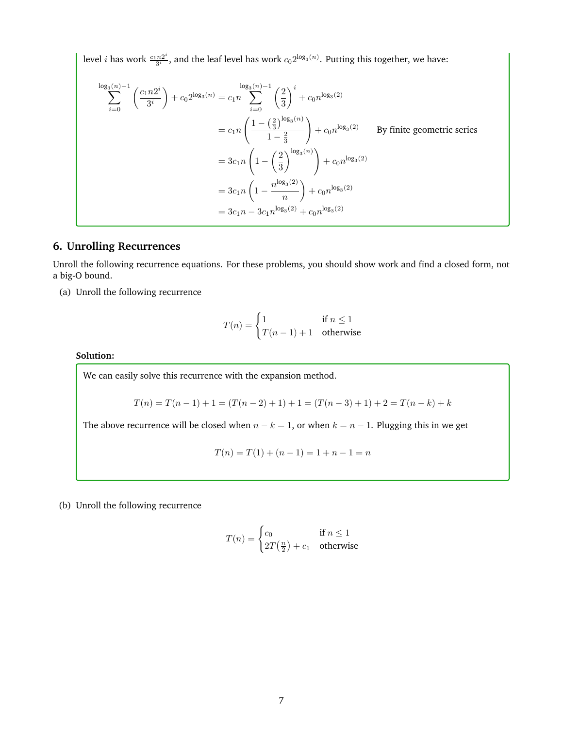level $i$ has work $\frac{c_1 n 2^i}{3^i}$, and the leaf level has work $c_0 2^{\log_3(n)}$. Putting this together, we have:

$$
\begin{aligned}
\sum_{i=0}^{\log_3(n)-1} \left( \frac{c_1 n 2^i}{3^i} \right) + c_0 2^{\log_3(n)} &= c_1 n \sum_{i=0}^{\log_3(n)-1} \left( \frac{2}{3} \right)^i + c_0 n^{\log_3(2)} \\
&= c_1 n \left( \frac{1 - \left(\frac{2}{3}\right)^{\log_3(n)}}{1 - \frac{2}{3}} \right) + c_0 n^{\log_3(2)} \qquad \text{By finite geometric series} \\
&= 3 c_1 n \left( 1 - \left( \frac{2}{3} \right)^{\log_3(n)} \right) + c_0 n^{\log_3(2)} \\
&= 3 c_1 n \left( 1 - \frac{n^{\log_3(2)}}{n} \right) + c_0 n^{\log_3(2)} \\
&= 3 c_1 n - 3 c_1 n^{\log_3(2)} + c_0 n^{\log_3(2)}
\end{aligned}
$$

## 6. Unrolling Recurrences

Unroll the following recurrence equations. For these problems, you should show work and find a closed form, not a big-O bound.

(a) Unroll the following recurrence

$$
T(n) = \begin{cases} 1 & \text{if } n \leq 1 \\ T(n-1) + 1 & \text{otherwise} \end{cases}
$$

**Solution:**

We can easily solve this recurrence with the expansion method.

$$
T(n) = T(n-1) + 1 = (T(n-2) + 1) + 1 = (T(n-3) + 1) + 2 = T(n-k) + k
$$

The above recurrence will be closed when $n - k = 1$, or when $k = n - 1$. Plugging this in we get

$$
T(n) = T(1) + (n-1) = 1 + n - 1 = n
$$

(b) Unroll the following recurrence

$$
T(n) = \begin{cases} c_0 & \text{if } n \leq 1 \\ 2T\left(\frac{n}{2}\right) + c_1 & \text{otherwise} \end{cases}
$$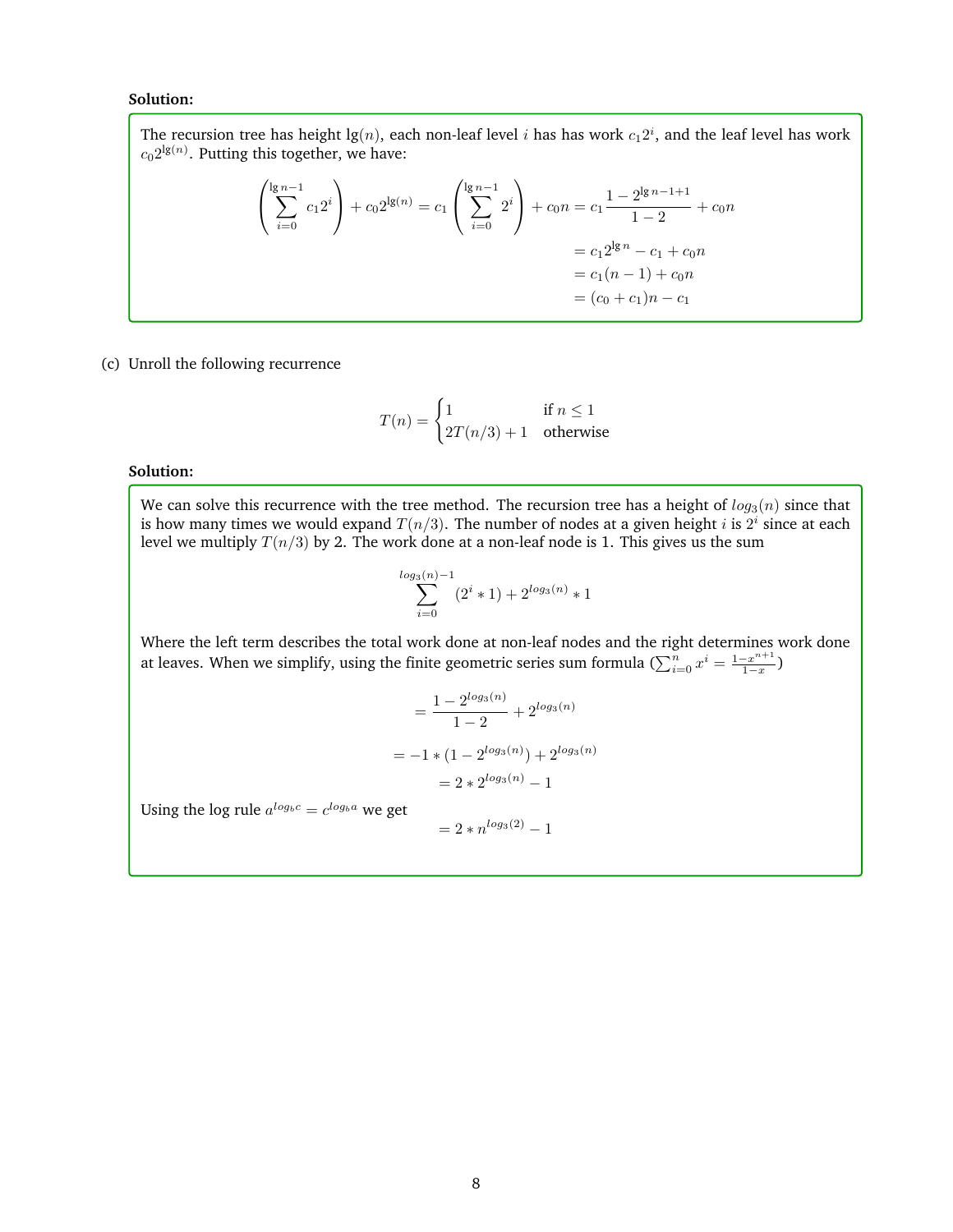**Solution:**

The recursion tree has height $\lg(n)$, each non-leaf level $i$ has has work $c_1 2^i$, and the leaf level has work $c_0 2^{\lg(n)}$. Putting this together, we have:

$$
\begin{aligned}
\left(\sum_{i=0}^{\lg n - 1} c_1 2^i\right) + c_0 2^{\lg(n)} = c_1 \left(\sum_{i=0}^{\lg n - 1} 2^i\right) + c_0 n &= c_1 \frac{1 - 2^{\lg n - 1 + 1}}{1 - 2} + c_0 n \\
&= c_1 2^{\lg n} - c_1 + c_0 n \\
&= c_1(n-1) + c_0 n \\
&= (c_0 + c_1)n - c_1
\end{aligned}
$$

(c) Unroll the following recurrence

$$
T(n) = \begin{cases} 1 & \text{if } n \leq 1 \\ 2T(n/3) + 1 & \text{otherwise} \end{cases}
$$

**Solution:**

We can solve this recurrence with the tree method. The recursion tree has a height of $log_3(n)$ since that is how many times we would expand $T(n/3)$. The number of nodes at a given height $i$ is $2^i$ since at each level we multiply $T(n/3)$ by 2. The work done at a non-leaf node is 1. This gives us the sum

$$
\sum_{i=0}^{log_3(n)-1} (2^i * 1) + 2^{log_3(n)} * 1
$$

Where the left term describes the total work done at non-leaf nodes and the right determines work done at leaves. When we simplify, using the finite geometric series sum formula ($\sum_{i=0}^{n} x^i = \frac{1-x^{n+1}}{1-x}$)

$$
= \frac{1 - 2^{log_3(n)}}{1-2} + 2^{log_3(n)}
$$

$$
= -1 * (1 - 2^{log_3(n)}) + 2^{log_3(n)}
$$

$$
= 2 * 2^{log_3(n)} - 1
$$

Using the log rule $a^{log_b c} = c^{log_b a}$ we get

$$
= 2 * n^{log_3(2)} - 1
$$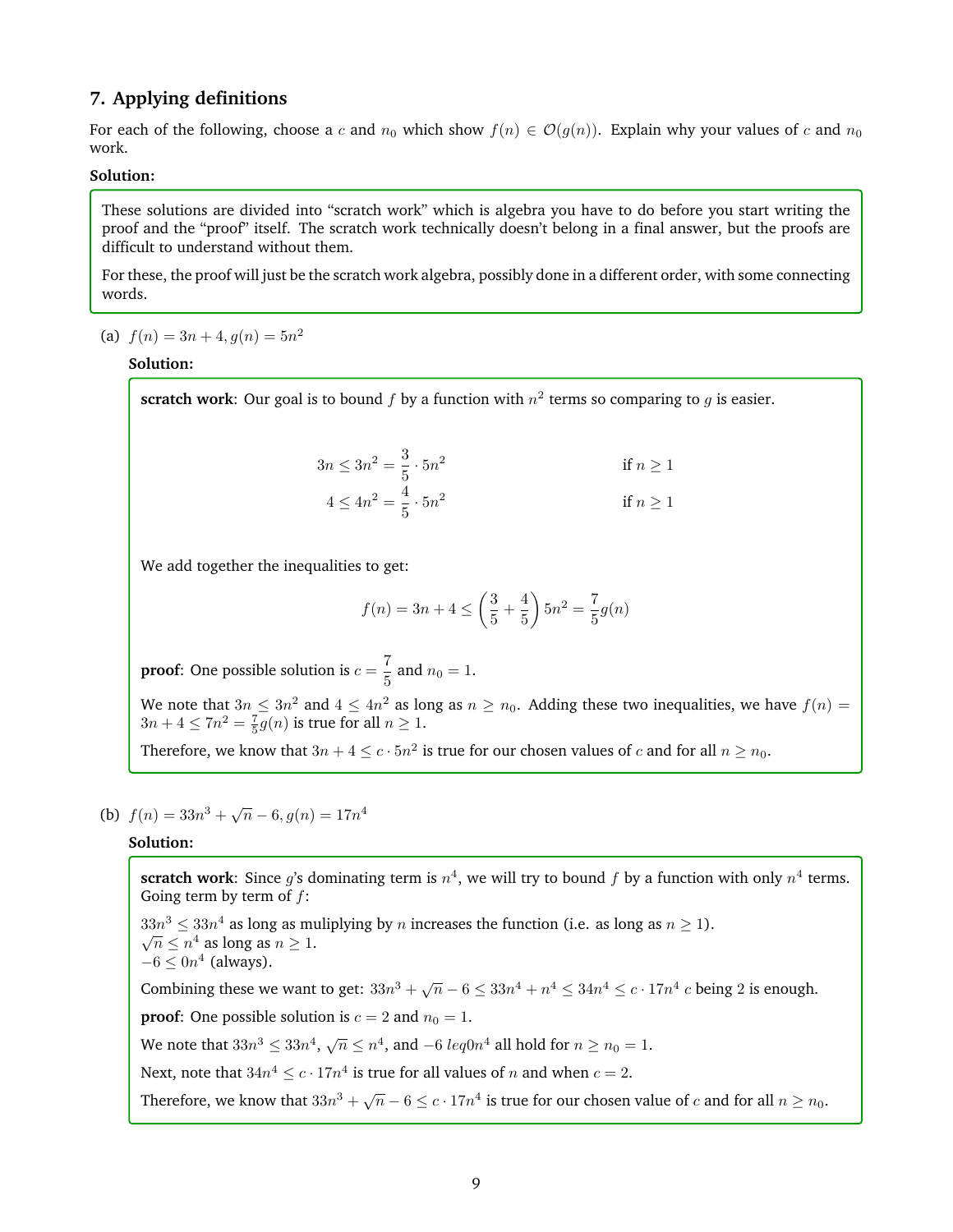## 7. Applying definitions

For each of the following, choose a $c$ and $n_0$ which show $f(n) \in \mathcal{O}(g(n))$. Explain why your values of $c$ and $n_0$ work.

**Solution:**

These solutions are divided into "scratch work" which is algebra you have to do before you start writing the proof and the "proof" itself. The scratch work technically doesn't belong in a final answer, but the proofs are difficult to understand without them.

For these, the proof will just be the scratch work algebra, possibly done in a different order, with some connecting words.

(a) $f(n) = 3n + 4, g(n) = 5n^2$

**Solution:**

**scratch work**: Our goal is to bound $f$ by a function with $n^2$ terms so comparing to $g$ is easier.

$$3n \leq 3n^2 = \frac{3}{5} \cdot 5n^2 \qquad \text{if } n \geq 1$$
$$4 \leq 4n^2 = \frac{4}{5} \cdot 5n^2 \qquad \text{if } n \geq 1$$

We add together the inequalities to get:

$$f(n) = 3n + 4 \leq \left(\frac{3}{5} + \frac{4}{5}\right) 5n^2 = \frac{7}{5} g(n)$$

**proof**: One possible solution is $c = \dfrac{7}{5}$ and $n_0 = 1$.

We note that $3n \leq 3n^2$ and $4 \leq 4n^2$ as long as $n \geq n_0$. Adding these two inequalities, we have $f(n) = 3n + 4 \leq 7n^2 = \frac{7}{5} g(n)$ is true for all $n \geq 1$.

Therefore, we know that $3n + 4 \leq c \cdot 5n^2$ is true for our chosen values of $c$ and for all $n \geq n_0$.

(b) $f(n) = 33n^3 + \sqrt{n} - 6, g(n) = 17n^4$

**Solution:**

**scratch work**: Since $g$'s dominating term is $n^4$, we will try to bound $f$ by a function with only $n^4$ terms. Going term by term of $f$:

$33n^3 \leq 33n^4$ as long as muliplying by $n$ increases the function (i.e. as long as $n \geq 1$).
$\sqrt{n} \leq n^4$ as long as $n \geq 1$.
$-6 \leq 0n^4$ (always).

Combining these we want to get: $33n^3 + \sqrt{n} - 6 \leq 33n^4 + n^4 \leq 34n^4 \leq c \cdot 17n^4$ $c$ being 2 is enough.

**proof**: One possible solution is $c = 2$ and $n_0 = 1$.

We note that $33n^3 \leq 33n^4$, $\sqrt{n} \leq n^4$, and $-6\ leq 0n^4$ all hold for $n \geq n_0 = 1$.

Next, note that $34n^4 \leq c \cdot 17n^4$ is true for all values of $n$ and when $c = 2$.

Therefore, we know that $33n^3 + \sqrt{n} - 6 \leq c \cdot 17n^4$ is true for our chosen value of $c$ and for all $n \geq n_0$.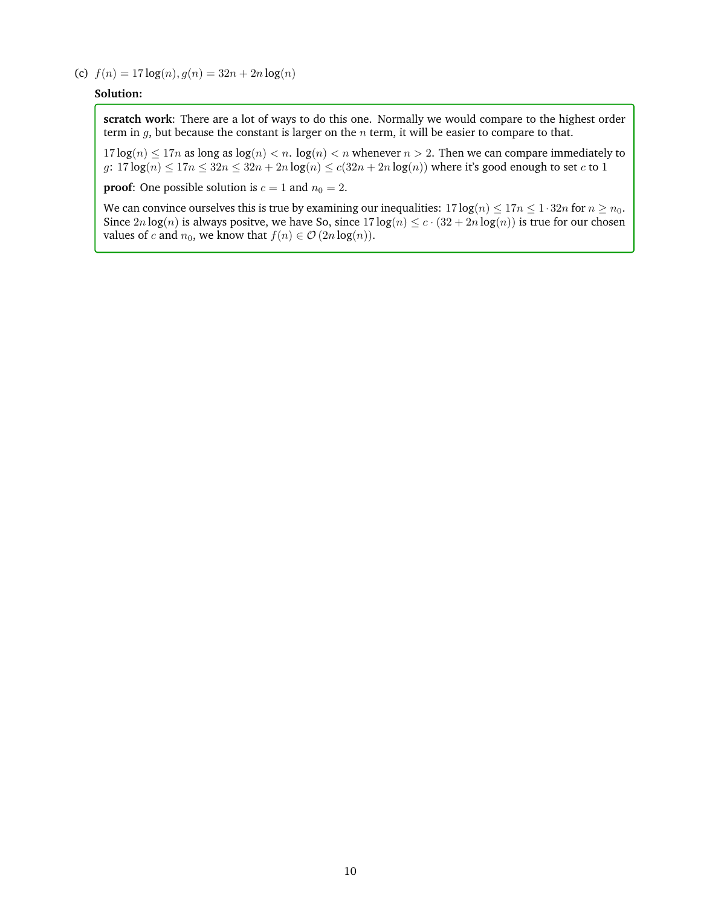(c) $f(n) = 17\log(n), g(n) = 32n + 2n\log(n)$

**Solution:**

**scratch work**: There are a lot of ways to do this one. Normally we would compare to the highest order term in $g$, but because the constant is larger on the $n$ term, it will be easier to compare to that.

$17\log(n) \leq 17n$ as long as $\log(n) < n$. $\log(n) < n$ whenever $n > 2$. Then we can compare immediately to $g$: $17\log(n) \leq 17n \leq 32n \leq 32n + 2n\log(n) \leq c(32n + 2n\log(n))$ where it's good enough to set $c$ to 1

**proof**: One possible solution is $c = 1$ and $n_0 = 2$.

We can convince ourselves this is true by examining our inequalities: $17\log(n) \leq 17n \leq 1 \cdot 32n$ for $n \geq n_0$. Since $2n\log(n)$ is always positve, we have So, since $17\log(n) \leq c \cdot (32 + 2n\log(n))$ is true for our chosen values of $c$ and $n_0$, we know that $f(n) \in \mathcal{O}(2n\log(n))$.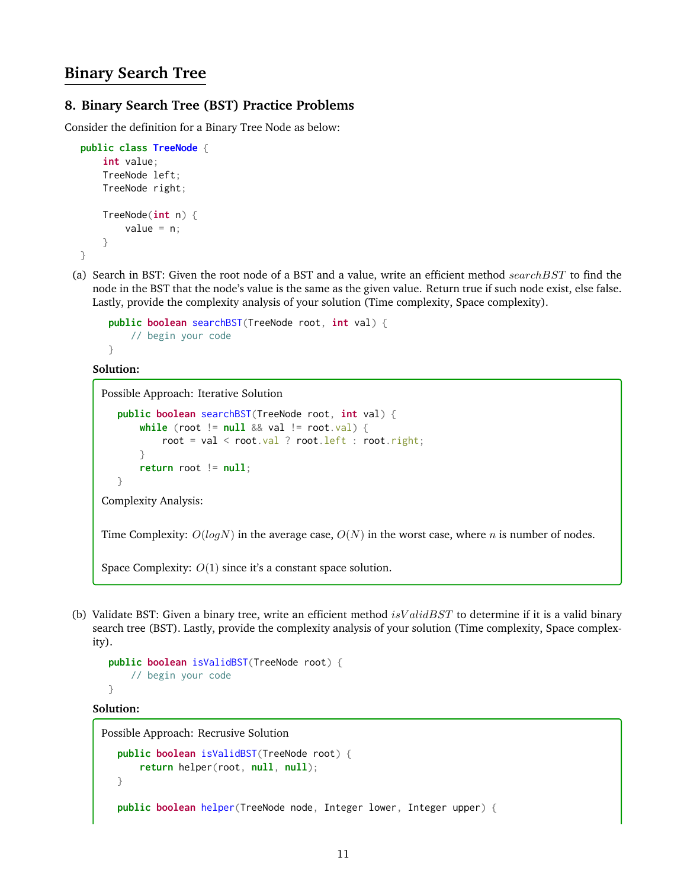# Binary Search Tree

## 8. Binary Search Tree (BST) Practice Problems

Consider the definition for a Binary Tree Node as below:

```java
public class TreeNode {
    int value;
    TreeNode left;
    TreeNode right;

    TreeNode(int n) {
        value = n;
    }
}
```

(a) Search in BST: Given the root node of a BST and a value, write an efficient method $searchBST$ to find the node in the BST that the node's value is the same as the given value. Return true if such node exist, else false. Lastly, provide the complexity analysis of your solution (Time complexity, Space complexity).

```java
public boolean searchBST(TreeNode root, int val) {
    // begin your code
}
```

**Solution:**

Possible Approach: Iterative Solution

```java
public boolean searchBST(TreeNode root, int val) {
    while (root != null && val != root.val) {
        root = val < root.val ? root.left : root.right;
    }
    return root != null;
}
```

Complexity Analysis:

Time Complexity: $O(logN)$ in the average case, $O(N)$ in the worst case, where $n$ is number of nodes.

Space Complexity: $O(1)$ since it's a constant space solution.

(b) Validate BST: Given a binary tree, write an efficient method $isValidBST$ to determine if it is a valid binary search tree (BST). Lastly, provide the complexity analysis of your solution (Time complexity, Space complexity).

```java
public boolean isValidBST(TreeNode root) {
    // begin your code
}
```

**Solution:**

Possible Approach: Recrusive Solution

```java
public boolean isValidBST(TreeNode root) {
    return helper(root, null, null);
}

public boolean helper(TreeNode node, Integer lower, Integer upper) {
```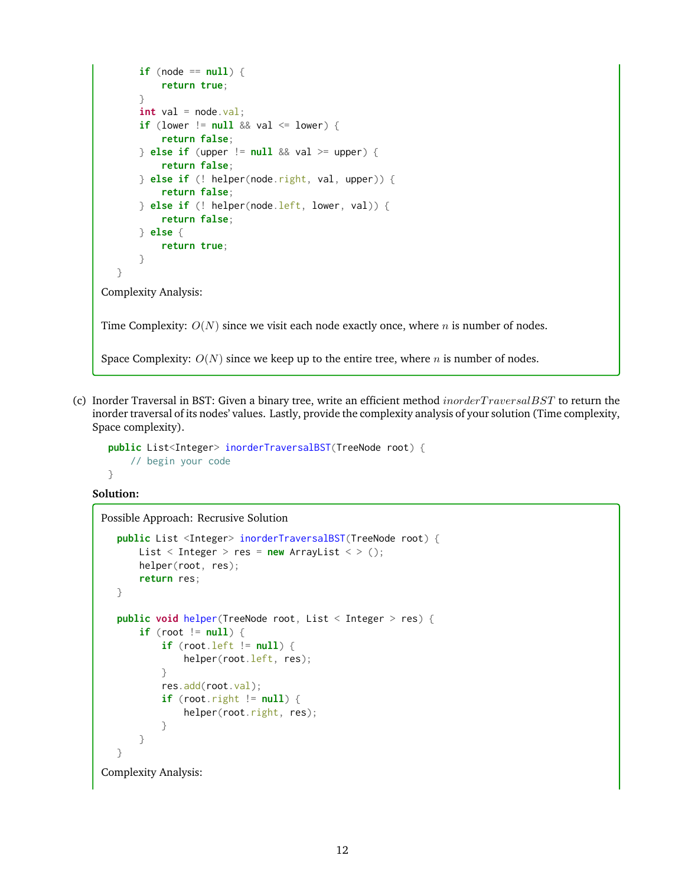```java
        if (node == null) {
            return true;
        }
        int val = node.val;
        if (lower != null && val <= lower) {
            return false;
        } else if (upper != null && val >= upper) {
            return false;
        } else if (! helper(node.right, val, upper)) {
            return false;
        } else if (! helper(node.left, lower, val)) {
            return false;
        } else {
            return true;
        }
    }
```

Complexity Analysis:

Time Complexity: $O(N)$ since we visit each node exactly once, where $n$ is number of nodes.

Space Complexity: $O(N)$ since we keep up to the entire tree, where $n$ is number of nodes.

(c) Inorder Traversal in BST: Given a binary tree, write an efficient method $inorderTraversalBST$ to return the inorder traversal of its nodes' values. Lastly, provide the complexity analysis of your solution (Time complexity, Space complexity).

```java
public List<Integer> inorderTraversalBST(TreeNode root) {
    // begin your code
}
```

**Solution:**

Possible Approach: Recrusive Solution

```java
public List <Integer> inorderTraversalBST(TreeNode root) {
    List < Integer > res = new ArrayList < > ();
    helper(root, res);
    return res;
}

public void helper(TreeNode root, List < Integer > res) {
    if (root != null) {
        if (root.left != null) {
            helper(root.left, res);
        }
        res.add(root.val);
        if (root.right != null) {
            helper(root.right, res);
        }
    }
}
```

Complexity Analysis: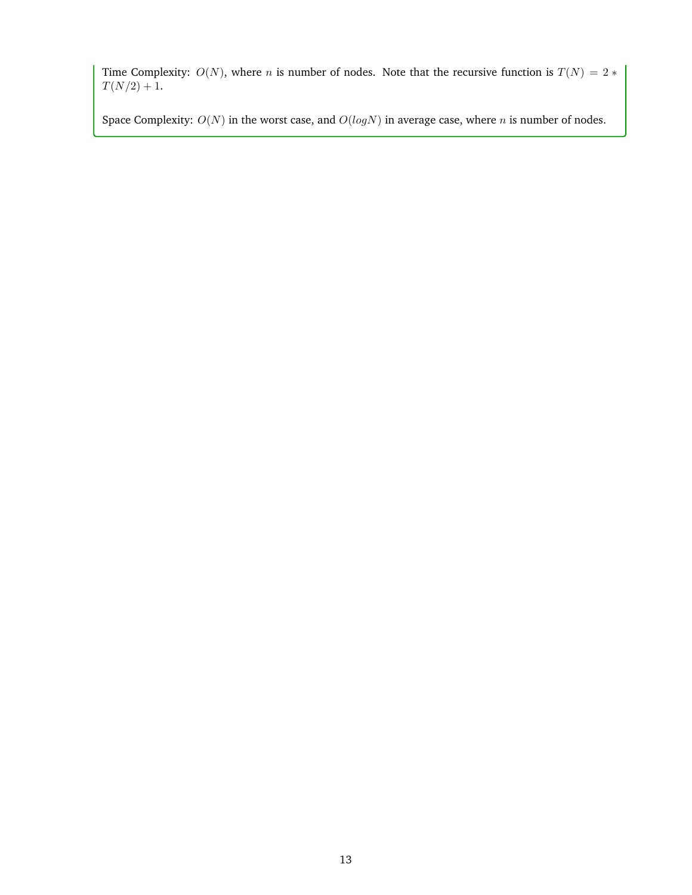Time Complexity: $O(N)$, where $n$ is number of nodes. Note that the recursive function is $T(N) = 2 * T(N/2) + 1$.

Space Complexity: $O(N)$ in the worst case, and $O(logN)$ in average case, where $n$ is number of nodes.